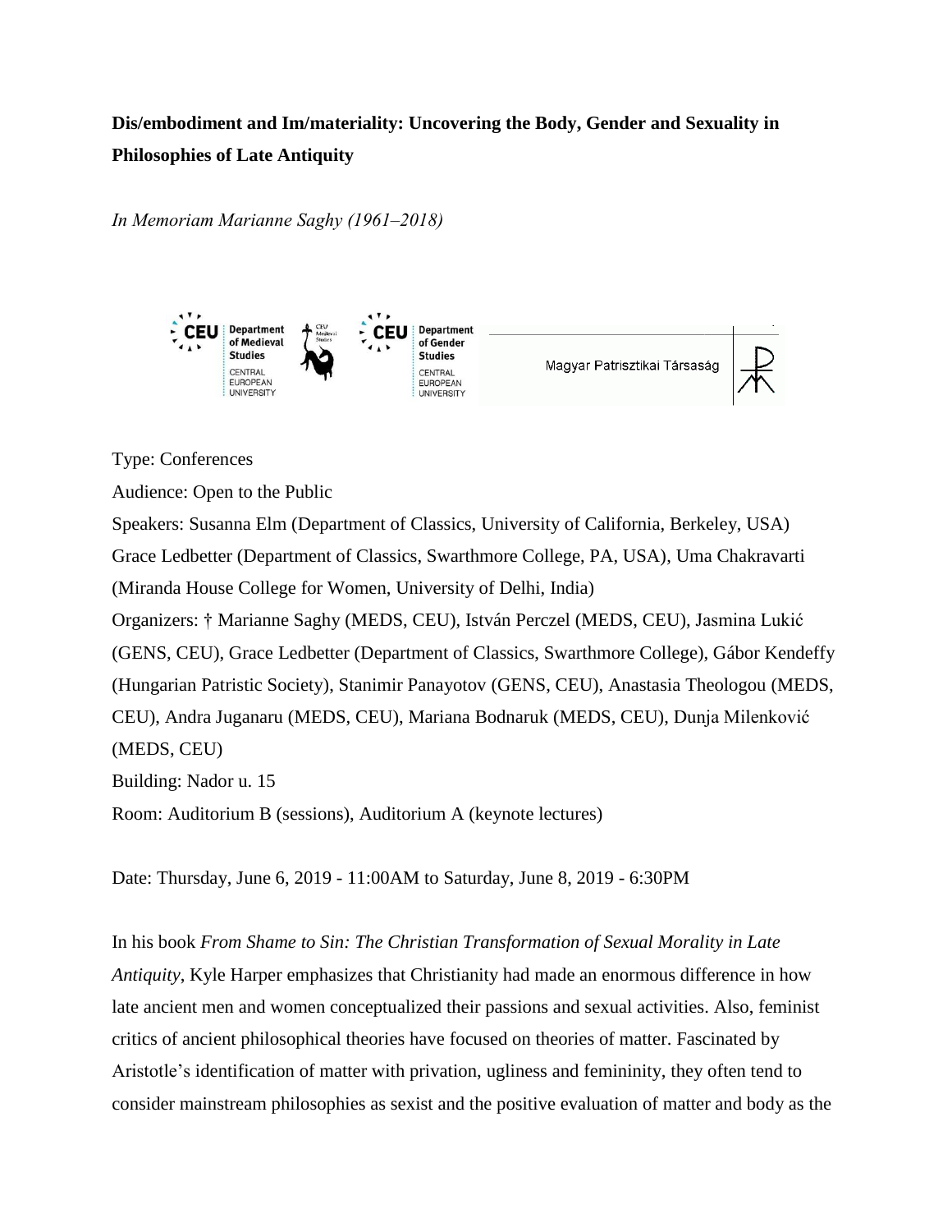**Dis/embodiment and Im/materiality: Uncovering the Body, Gender and Sexuality in Philosophies of Late Antiquity**

*In Memoriam Marianne Saghy (1961–2018)*

Type: Conferences

Audience: Open to the Public

Speakers: Susanna Elm (Department of Classics, University of California, Berkeley, USA) Grace Ledbetter (Department of Classics, Swarthmore College, PA, USA), Uma Chakravarti (Miranda House College for Women, University of Delhi, India)

Organizers: † Marianne Saghy (MEDS, CEU), István Perczel (MEDS, CEU), Jasmina Lukić (GENS, CEU), Grace Ledbetter (Department of Classics, Swarthmore College), Gábor Kendeffy (Hungarian Patristic Society), Stanimir Panayotov (GENS, CEU), Anastasia Theologou (MEDS, CEU), Andra Juganaru (MEDS, CEU), Mariana Bodnaruk (MEDS, CEU), Dunja Milenković (MEDS, CEU)

Building: Nador u. 15

Room: Auditorium B (sessions), Auditorium A (keynote lectures)

Date: Thursday, June 6, 2019 - 11:00AM to Saturday, June 8, 2019 - 6:30PM

In his book *From Shame to Sin: The Christian Transformation of Sexual Morality in Late Antiquity*, Kyle Harper emphasizes that Christianity had made an enormous difference in how late ancient men and women conceptualized their passions and sexual activities. Also, feminist critics of ancient philosophical theories have focused on theories of matter. Fascinated by Aristotle's identification of matter with privation, ugliness and femininity, they often tend to consider mainstream philosophies as sexist and the positive evaluation of matter and body as the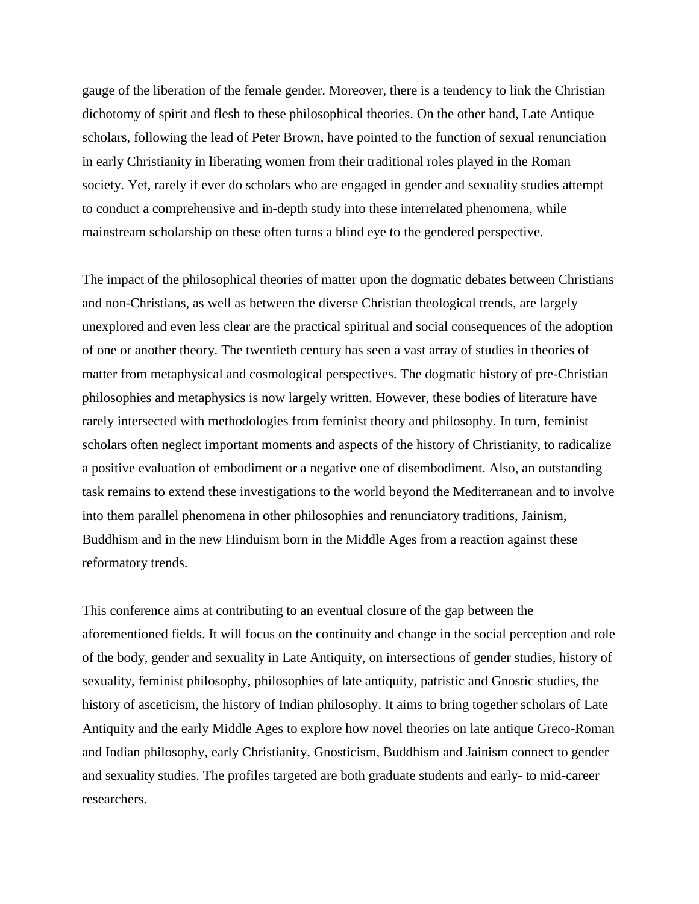gauge of the liberation of the female gender. Moreover, there is a tendency to link the Christian dichotomy of spirit and flesh to these philosophical theories. On the other hand, Late Antique scholars, following the lead of Peter Brown, have pointed to the function of sexual renunciation in early Christianity in liberating women from their traditional roles played in the Roman society. Yet, rarely if ever do scholars who are engaged in gender and sexuality studies attempt to conduct a comprehensive and in-depth study into these interrelated phenomena, while mainstream scholarship on these often turns a blind eye to the gendered perspective.

The impact of the philosophical theories of matter upon the dogmatic debates between Christians and non-Christians, as well as between the diverse Christian theological trends, are largely unexplored and even less clear are the practical spiritual and social consequences of the adoption of one or another theory. The twentieth century has seen a vast array of studies in theories of matter from metaphysical and cosmological perspectives. The dogmatic history of pre-Christian philosophies and metaphysics is now largely written. However, these bodies of literature have rarely intersected with methodologies from feminist theory and philosophy. In turn, feminist scholars often neglect important moments and aspects of the history of Christianity, to radicalize a positive evaluation of embodiment or a negative one of disembodiment. Also, an outstanding task remains to extend these investigations to the world beyond the Mediterranean and to involve into them parallel phenomena in other philosophies and renunciatory traditions, Jainism, Buddhism and in the new Hinduism born in the Middle Ages from a reaction against these reformatory trends.

This conference aims at contributing to an eventual closure of the gap between the aforementioned fields. It will focus on the continuity and change in the social perception and role of the body, gender and sexuality in Late Antiquity, on intersections of gender studies, history of sexuality, feminist philosophy, philosophies of late antiquity, patristic and Gnostic studies, the history of asceticism, the history of Indian philosophy. It aims to bring together scholars of Late Antiquity and the early Middle Ages to explore how novel theories on late antique Greco-Roman and Indian philosophy, early Christianity, Gnosticism, Buddhism and Jainism connect to gender and sexuality studies. The profiles targeted are both graduate students and early- to mid-career researchers.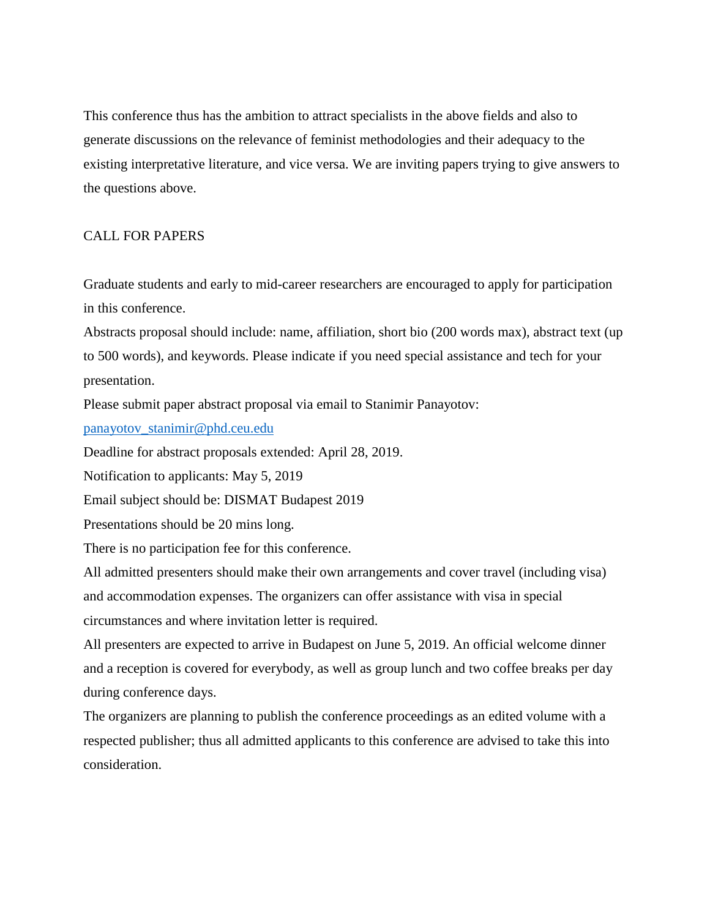This conference thus has the ambition to attract specialists in the above fields and also to generate discussions on the relevance of feminist methodologies and their adequacy to the existing interpretative literature, and vice versa. We are inviting papers trying to give answers to the questions above.

## CALL FOR PAPERS

Graduate students and early to mid-career researchers are encouraged to apply for participation in this conference.

Abstracts proposal should include: name, affiliation, short bio (200 words max), abstract text (up to 500 words), and keywords. Please indicate if you need special assistance and tech for your presentation.

Please submit paper abstract proposal via email to Stanimir Panayotov: [panayotov_stanimir@phd.ceu.edu](mailto:panayotov_stanimir@phd.ceu.edu)

Deadline for abstract proposals extended: April 28, 2019.

Notification to applicants: May 5, 2019

Email subject should be: DISMAT Budapest 2019

Presentations should be 20 mins long.

There is no participation fee for this conference.

All admitted presenters should make their own arrangements and cover travel (including visa) and accommodation expenses. The organizers can offer assistance with visa in special circumstances and where invitation letter is required.

All presenters are expected to arrive in Budapest on June 5, 2019. An official welcome dinner and a reception is covered for everybody, as well as group lunch and two coffee breaks per day during conference days.

The organizers are planning to publish the conference proceedings as an edited volume with a respected publisher; thus all admitted applicants to this conference are advised to take this into consideration.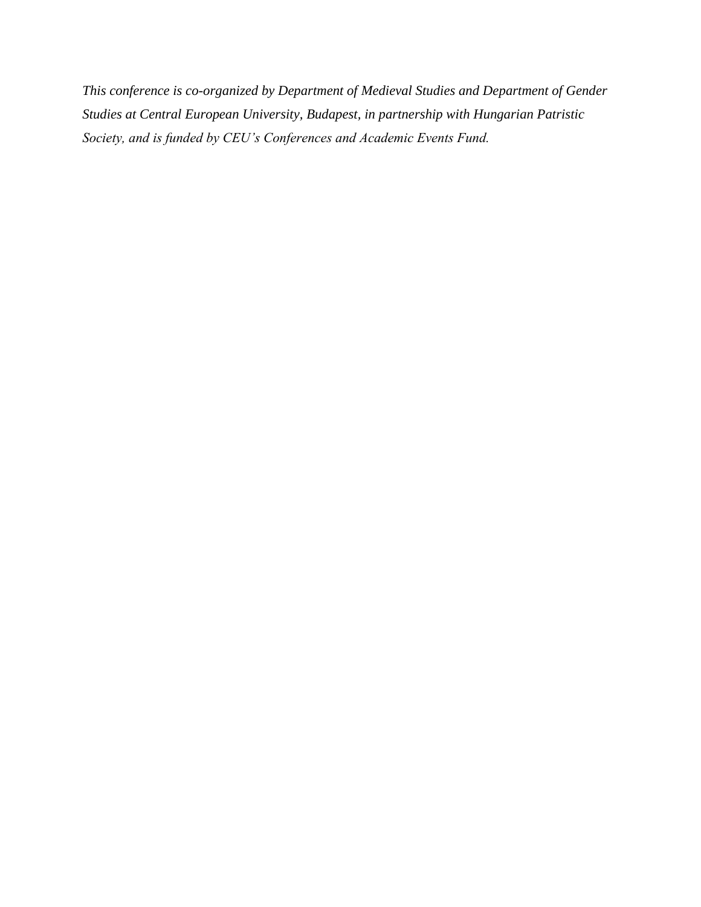*This conference is co-organized by Department of Medieval Studies and Department of Gender Studies at Central European University, Budapest, in partnership with Hungarian Patristic Society, and is funded by CEU's Conferences and Academic Events Fund.*